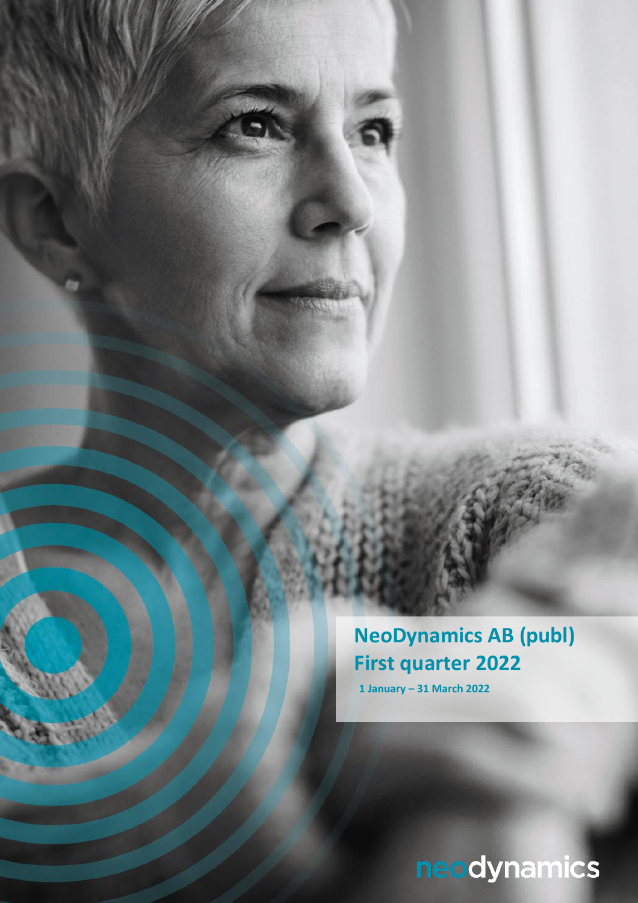# NeoDynamics AB (publ)
# First quarter 2022

**1 January – 31 March 2022**

neodynamics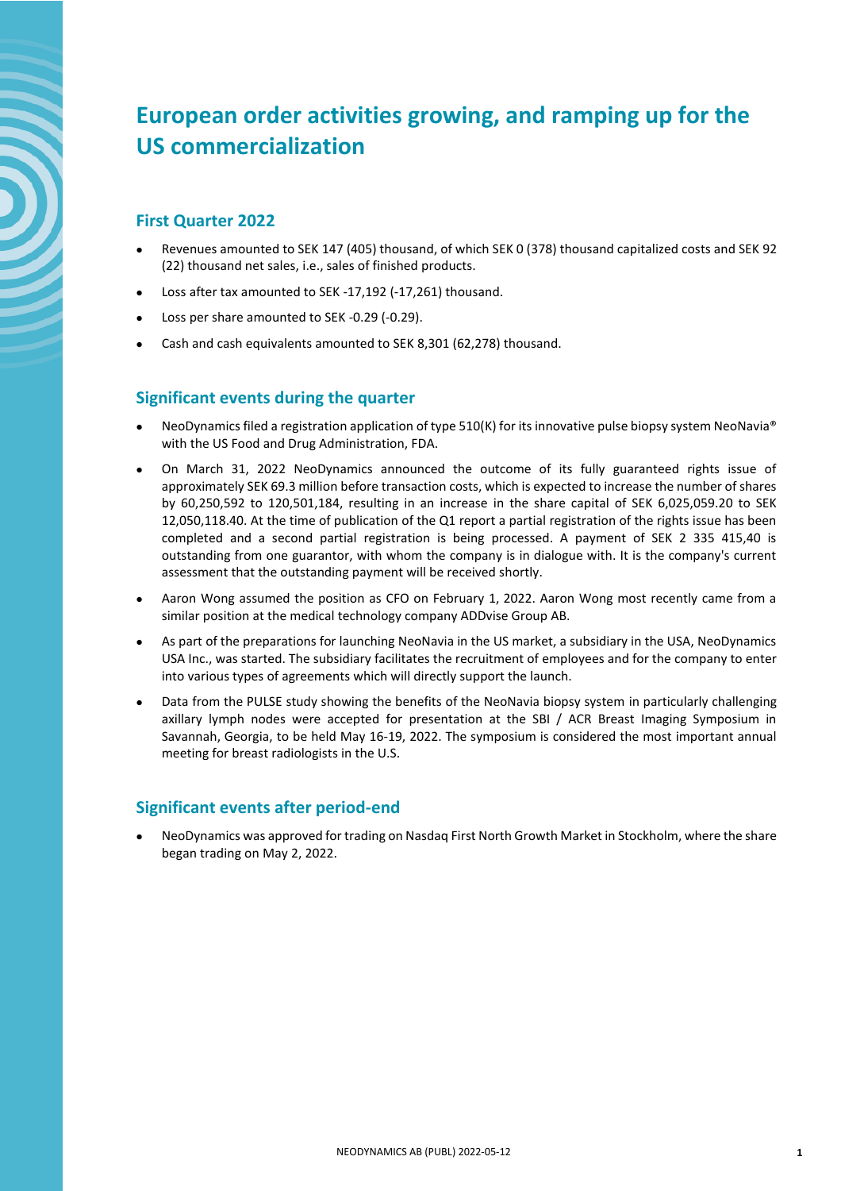# European order activities growing, and ramping up for the US commercialization

## First Quarter 2022

- Revenues amounted to SEK 147 (405) thousand, of which SEK 0 (378) thousand capitalized costs and SEK 92 (22) thousand net sales, i.e., sales of finished products.
- Loss after tax amounted to SEK -17,192 (-17,261) thousand.
- Loss per share amounted to SEK -0.29 (-0.29).
- Cash and cash equivalents amounted to SEK 8,301 (62,278) thousand.

## Significant events during the quarter

- NeoDynamics filed a registration application of type 510(K) for its innovative pulse biopsy system NeoNavia® with the US Food and Drug Administration, FDA.
- On March 31, 2022 NeoDynamics announced the outcome of its fully guaranteed rights issue of approximately SEK 69.3 million before transaction costs, which is expected to increase the number of shares by 60,250,592 to 120,501,184, resulting in an increase in the share capital of SEK 6,025,059.20 to SEK 12,050,118.40. At the time of publication of the Q1 report a partial registration of the rights issue has been completed and a second partial registration is being processed. A payment of SEK 2 335 415,40 is outstanding from one guarantor, with whom the company is in dialogue with. It is the company's current assessment that the outstanding payment will be received shortly.
- Aaron Wong assumed the position as CFO on February 1, 2022. Aaron Wong most recently came from a similar position at the medical technology company ADDvise Group AB.
- As part of the preparations for launching NeoNavia in the US market, a subsidiary in the USA, NeoDynamics USA Inc., was started. The subsidiary facilitates the recruitment of employees and for the company to enter into various types of agreements which will directly support the launch.
- Data from the PULSE study showing the benefits of the NeoNavia biopsy system in particularly challenging axillary lymph nodes were accepted for presentation at the SBI / ACR Breast Imaging Symposium in Savannah, Georgia, to be held May 16-19, 2022. The symposium is considered the most important annual meeting for breast radiologists in the U.S.

## Significant events after period-end

- NeoDynamics was approved for trading on Nasdaq First North Growth Market in Stockholm, where the share began trading on May 2, 2022.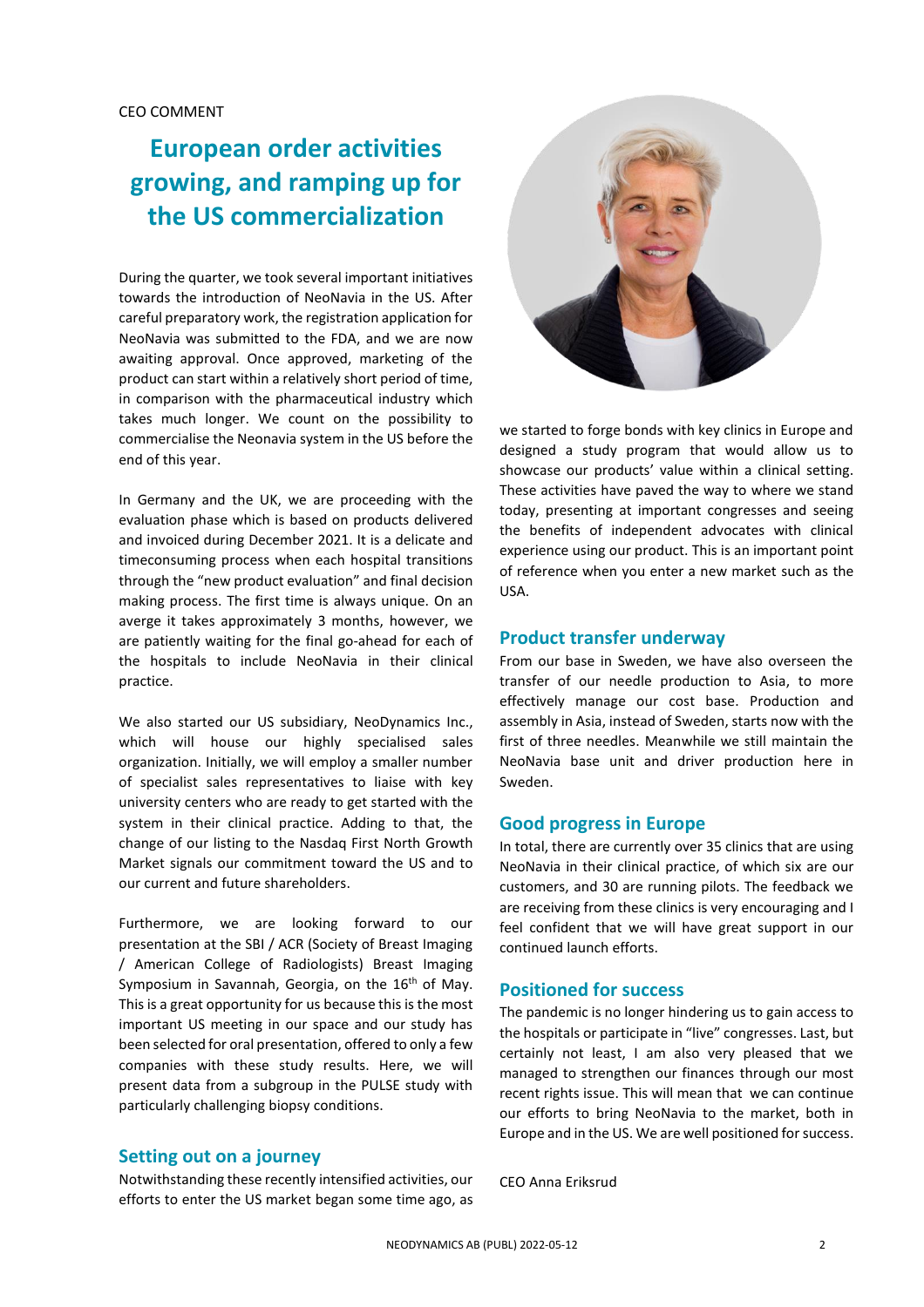CEO COMMENT

# European order activities growing, and ramping up for the US commercialization

During the quarter, we took several important initiatives towards the introduction of NeoNavia in the US. After careful preparatory work, the registration application for NeoNavia was submitted to the FDA, and we are now awaiting approval. Once approved, marketing of the product can start within a relatively short period of time, in comparison with the pharmaceutical industry which takes much longer. We count on the possibility to commercialise the Neonavia system in the US before the end of this year.

In Germany and the UK, we are proceeding with the evaluation phase which is based on products delivered and invoiced during December 2021. It is a delicate and timeconsuming process when each hospital transitions through the "new product evaluation" and final decision making process. The first time is always unique. On an averge it takes approximately 3 months, however, we are patiently waiting for the final go-ahead for each of the hospitals to include NeoNavia in their clinical practice.

We also started our US subsidiary, NeoDynamics Inc., which will house our highly specialised sales organization. Initially, we will employ a smaller number of specialist sales representatives to liaise with key university centers who are ready to get started with the system in their clinical practice. Adding to that, the change of our listing to the Nasdaq First North Growth Market signals our commitment toward the US and to our current and future shareholders.

Furthermore, we are looking forward to our presentation at the SBI / ACR (Society of Breast Imaging / American College of Radiologists) Breast Imaging Symposium in Savannah, Georgia, on the 16th of May. This is a great opportunity for us because this is the most important US meeting in our space and our study has been selected for oral presentation, offered to only a few companies with these study results. Here, we will present data from a subgroup in the PULSE study with particularly challenging biopsy conditions.

## Setting out on a journey

Notwithstanding these recently intensified activities, our efforts to enter the US market began some time ago, as we started to forge bonds with key clinics in Europe and designed a study program that would allow us to showcase our products' value within a clinical setting. These activities have paved the way to where we stand today, presenting at important congresses and seeing the benefits of independent advocates with clinical experience using our product. This is an important point of reference when you enter a new market such as the USA.

## Product transfer underway

From our base in Sweden, we have also overseen the transfer of our needle production to Asia, to more effectively manage our cost base. Production and assembly in Asia, instead of Sweden, starts now with the first of three needles. Meanwhile we still maintain the NeoNavia base unit and driver production here in Sweden.

## Good progress in Europe

In total, there are currently over 35 clinics that are using NeoNavia in their clinical practice, of which six are our customers, and 30 are running pilots. The feedback we are receiving from these clinics is very encouraging and I feel confident that we will have great support in our continued launch efforts.

## Positioned for success

The pandemic is no longer hindering us to gain access to the hospitals or participate in "live" congresses. Last, but certainly not least, I am also very pleased that we managed to strengthen our finances through our most recent rights issue. This will mean that we can continue our efforts to bring NeoNavia to the market, both in Europe and in the US. We are well positioned for success.

CEO Anna Eriksrud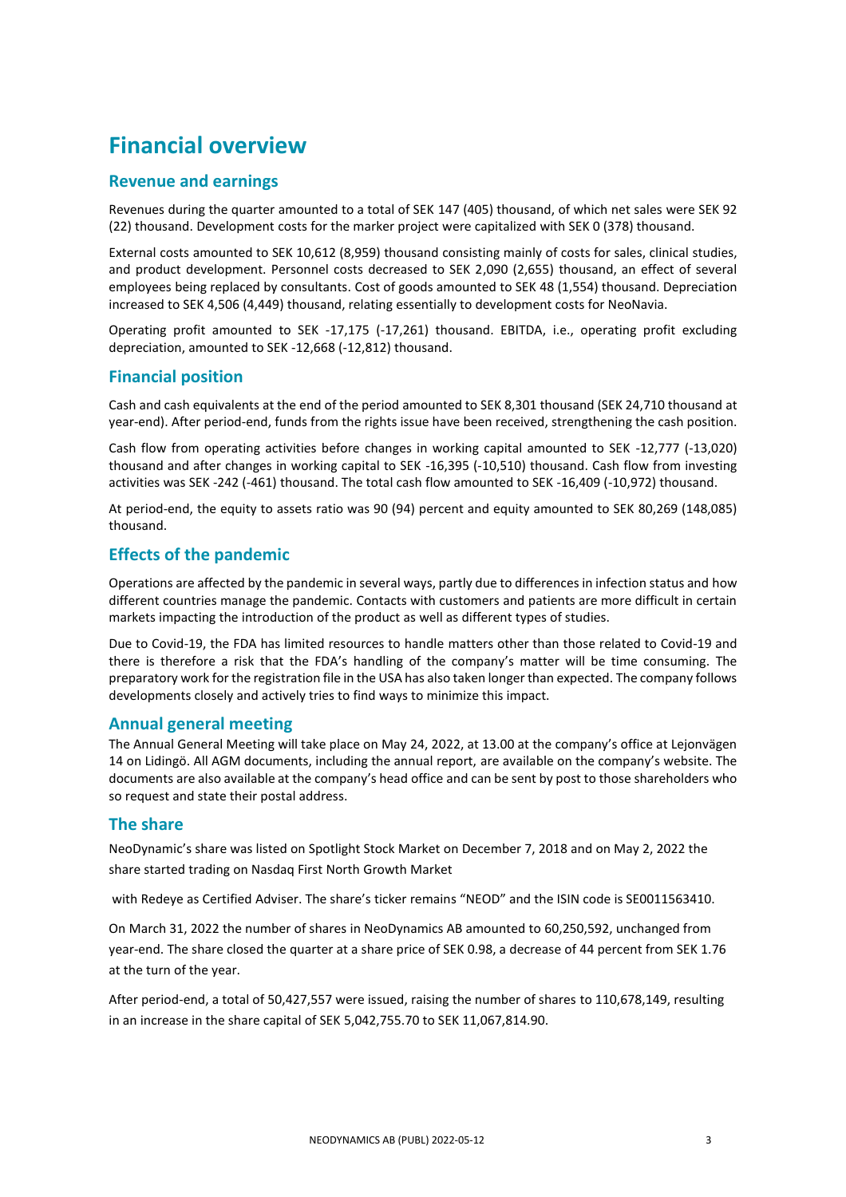# Financial overview

## Revenue and earnings

Revenues during the quarter amounted to a total of SEK 147 (405) thousand, of which net sales were SEK 92 (22) thousand. Development costs for the marker project were capitalized with SEK 0 (378) thousand.

External costs amounted to SEK 10,612 (8,959) thousand consisting mainly of costs for sales, clinical studies, and product development. Personnel costs decreased to SEK 2,090 (2,655) thousand, an effect of several employees being replaced by consultants. Cost of goods amounted to SEK 48 (1,554) thousand. Depreciation increased to SEK 4,506 (4,449) thousand, relating essentially to development costs for NeoNavia.

Operating profit amounted to SEK -17,175 (-17,261) thousand. EBITDA, i.e., operating profit excluding depreciation, amounted to SEK -12,668 (-12,812) thousand.

## Financial position

Cash and cash equivalents at the end of the period amounted to SEK 8,301 thousand (SEK 24,710 thousand at year-end). After period-end, funds from the rights issue have been received, strengthening the cash position.

Cash flow from operating activities before changes in working capital amounted to SEK -12,777 (-13,020) thousand and after changes in working capital to SEK -16,395 (-10,510) thousand. Cash flow from investing activities was SEK -242 (-461) thousand. The total cash flow amounted to SEK -16,409 (-10,972) thousand.

At period-end, the equity to assets ratio was 90 (94) percent and equity amounted to SEK 80,269 (148,085) thousand.

## Effects of the pandemic

Operations are affected by the pandemic in several ways, partly due to differences in infection status and how different countries manage the pandemic. Contacts with customers and patients are more difficult in certain markets impacting the introduction of the product as well as different types of studies.

Due to Covid-19, the FDA has limited resources to handle matters other than those related to Covid-19 and there is therefore a risk that the FDA's handling of the company's matter will be time consuming. The preparatory work for the registration file in the USA has also taken longer than expected. The company follows developments closely and actively tries to find ways to minimize this impact.

## Annual general meeting

The Annual General Meeting will take place on May 24, 2022, at 13.00 at the company's office at Lejonvägen 14 on Lidingö. All AGM documents, including the annual report, are available on the company's website. The documents are also available at the company's head office and can be sent by post to those shareholders who so request and state their postal address.

## The share

NeoDynamic's share was listed on Spotlight Stock Market on December 7, 2018 and on May 2, 2022 the share started trading on Nasdaq First North Growth Market

with Redeye as Certified Adviser. The share's ticker remains "NEOD" and the ISIN code is SE0011563410.

On March 31, 2022 the number of shares in NeoDynamics AB amounted to 60,250,592, unchanged from year-end. The share closed the quarter at a share price of SEK 0.98, a decrease of 44 percent from SEK 1.76 at the turn of the year.

After period-end, a total of 50,427,557 were issued, raising the number of shares to 110,678,149, resulting in an increase in the share capital of SEK 5,042,755.70 to SEK 11,067,814.90.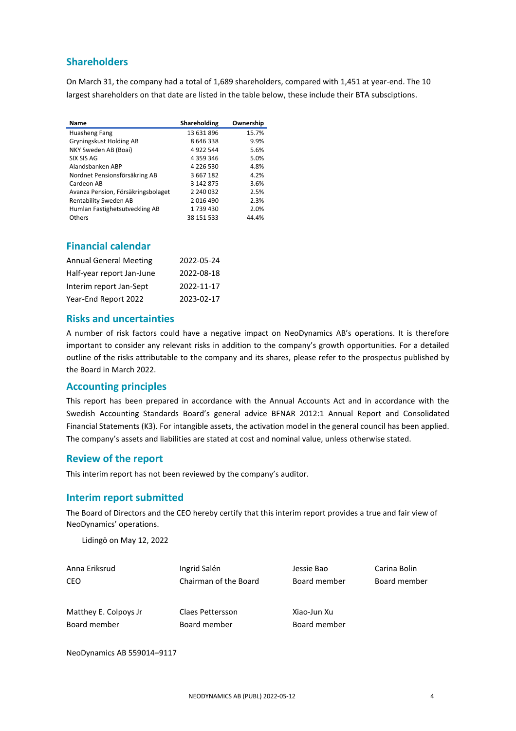## Shareholders

On March 31, the company had a total of 1,689 shareholders, compared with 1,451 at year-end. The 10 largest shareholders on that date are listed in the table below, these include their BTA subsciptions.

| Name | Shareholding | Ownership |
|---|---|---|
| Huasheng Fang | 13 631 896 | 15.7% |
| Gryningskust Holding AB | 8 646 338 | 9.9% |
| NKY Sweden AB (Boai) | 4 922 544 | 5.6% |
| SIX SIS AG | 4 359 346 | 5.0% |
| Alandsbanken ABP | 4 226 530 | 4.8% |
| Nordnet Pensionsförsäkring AB | 3 667 182 | 4.2% |
| Cardeon AB | 3 142 875 | 3.6% |
| Avanza Pension, Försäkringsbolaget | 2 240 032 | 2.5% |
| Rentability Sweden AB | 2 016 490 | 2.3% |
| Humlan Fastighetsutveckling AB | 1 739 430 | 2.0% |
| Others | 38 151 533 | 44.4% |

## Financial calendar

| | |
|---|---|
| Annual General Meeting | 2022-05-24 |
| Half-year report Jan-June | 2022-08-18 |
| Interim report Jan-Sept | 2022-11-17 |
| Year-End Report 2022 | 2023-02-17 |

## Risks and uncertainties

A number of risk factors could have a negative impact on NeoDynamics AB's operations. It is therefore important to consider any relevant risks in addition to the company's growth opportunities. For a detailed outline of the risks attributable to the company and its shares, please refer to the prospectus published by the Board in March 2022.

## Accounting principles

This report has been prepared in accordance with the Annual Accounts Act and in accordance with the Swedish Accounting Standards Board's general advice BFNAR 2012:1 Annual Report and Consolidated Financial Statements (K3). For intangible assets, the activation model in the general council has been applied. The company's assets and liabilities are stated at cost and nominal value, unless otherwise stated.

## Review of the report

This interim report has not been reviewed by the company's auditor.

## Interim report submitted

The Board of Directors and the CEO hereby certify that this interim report provides a true and fair view of NeoDynamics' operations.

Lidingö on May 12, 2022

Anna Eriksrud
CEO

Ingrid Salén
Chairman of the Board

Jessie Bao
Board member

Carina Bolin
Board member

Matthey E. Colpoys Jr
Board member

Claes Pettersson
Board member

Xiao-Jun Xu
Board member

NeoDynamics AB 559014–9117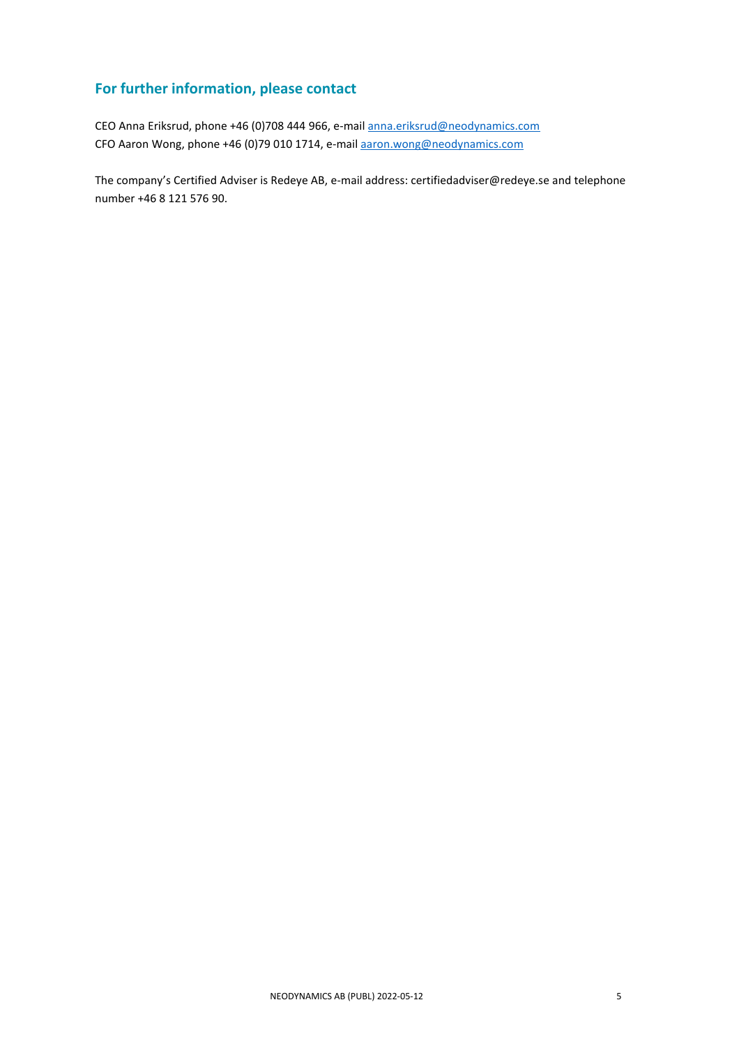## For further information, please contact

CEO Anna Eriksrud, phone +46 (0)708 444 966, e-mail anna.eriksrud@neodynamics.com
CFO Aaron Wong, phone +46 (0)79 010 1714, e-mail aaron.wong@neodynamics.com

The company's Certified Adviser is Redeye AB, e-mail address: certifiedadviser@redeye.se and telephone number +46 8 121 576 90.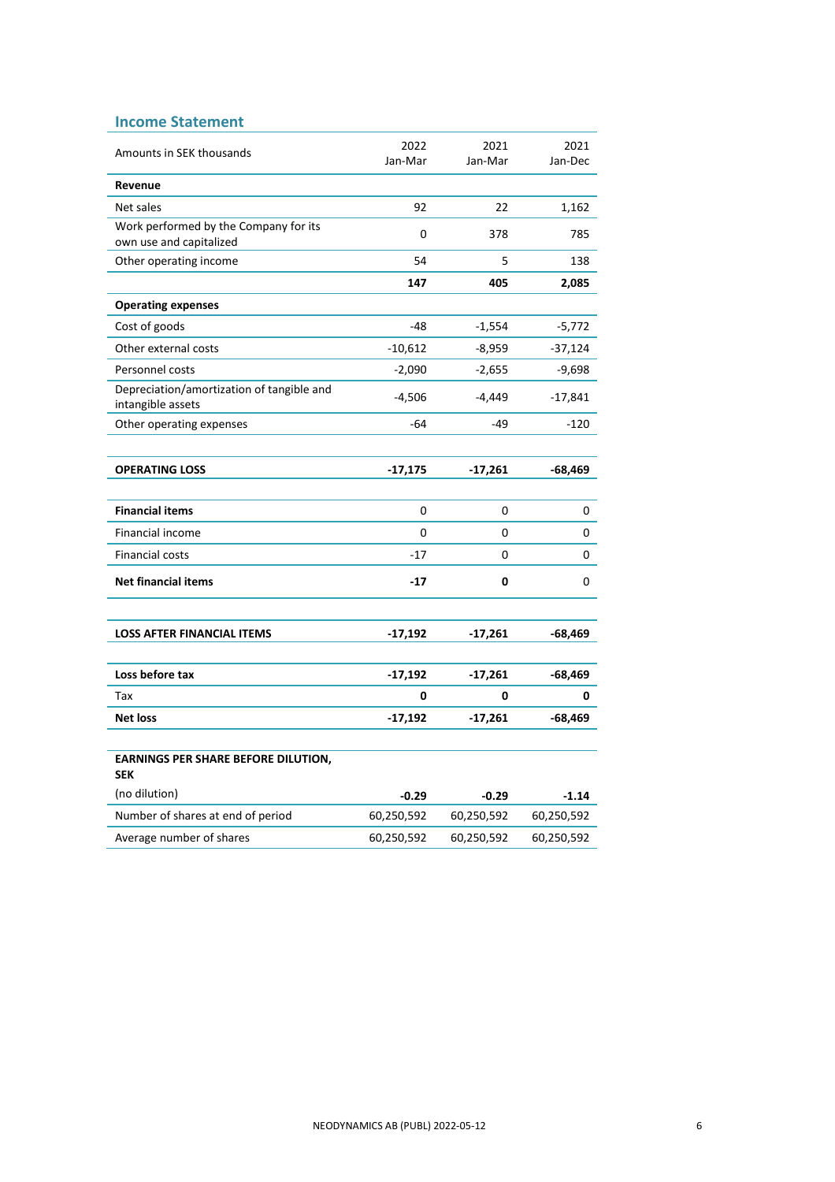## Income Statement

| Amounts in SEK thousands | 2022 Jan-Mar | 2021 Jan-Mar | 2021 Jan-Dec |
|---|---|---|---|
| **Revenue** | | | |
| Net sales | 92 | 22 | 1,162 |
| Work performed by the Company for its own use and capitalized | 0 | 378 | 785 |
| Other operating income | 54 | 5 | 138 |
| | **147** | **405** | **2,085** |
| **Operating expenses** | | | |
| Cost of goods | -48 | -1,554 | -5,772 |
| Other external costs | -10,612 | -8,959 | -37,124 |
| Personnel costs | -2,090 | -2,655 | -9,698 |
| Depreciation/amortization of tangible and intangible assets | -4,506 | -4,449 | -17,841 |
| Other operating expenses | -64 | -49 | -120 |
| | | | |
| **OPERATING LOSS** | **-17,175** | **-17,261** | **-68,469** |
| | | | |
| **Financial items** | 0 | 0 | 0 |
| Financial income | 0 | 0 | 0 |
| Financial costs | -17 | 0 | 0 |
| **Net financial items** | **-17** | **0** | 0 |
| | | | |
| **LOSS AFTER FINANCIAL ITEMS** | **-17,192** | **-17,261** | **-68,469** |
| | | | |
| **Loss before tax** | **-17,192** | **-17,261** | **-68,469** |
| Tax | **0** | **0** | **0** |
| **Net loss** | **-17,192** | **-17,261** | **-68,469** |
| | | | |
| **EARNINGS PER SHARE BEFORE DILUTION, SEK** | | | |
| (no dilution) | **-0.29** | **-0.29** | **-1.14** |
| Number of shares at end of period | 60,250,592 | 60,250,592 | 60,250,592 |
| Average number of shares | 60,250,592 | 60,250,592 | 60,250,592 |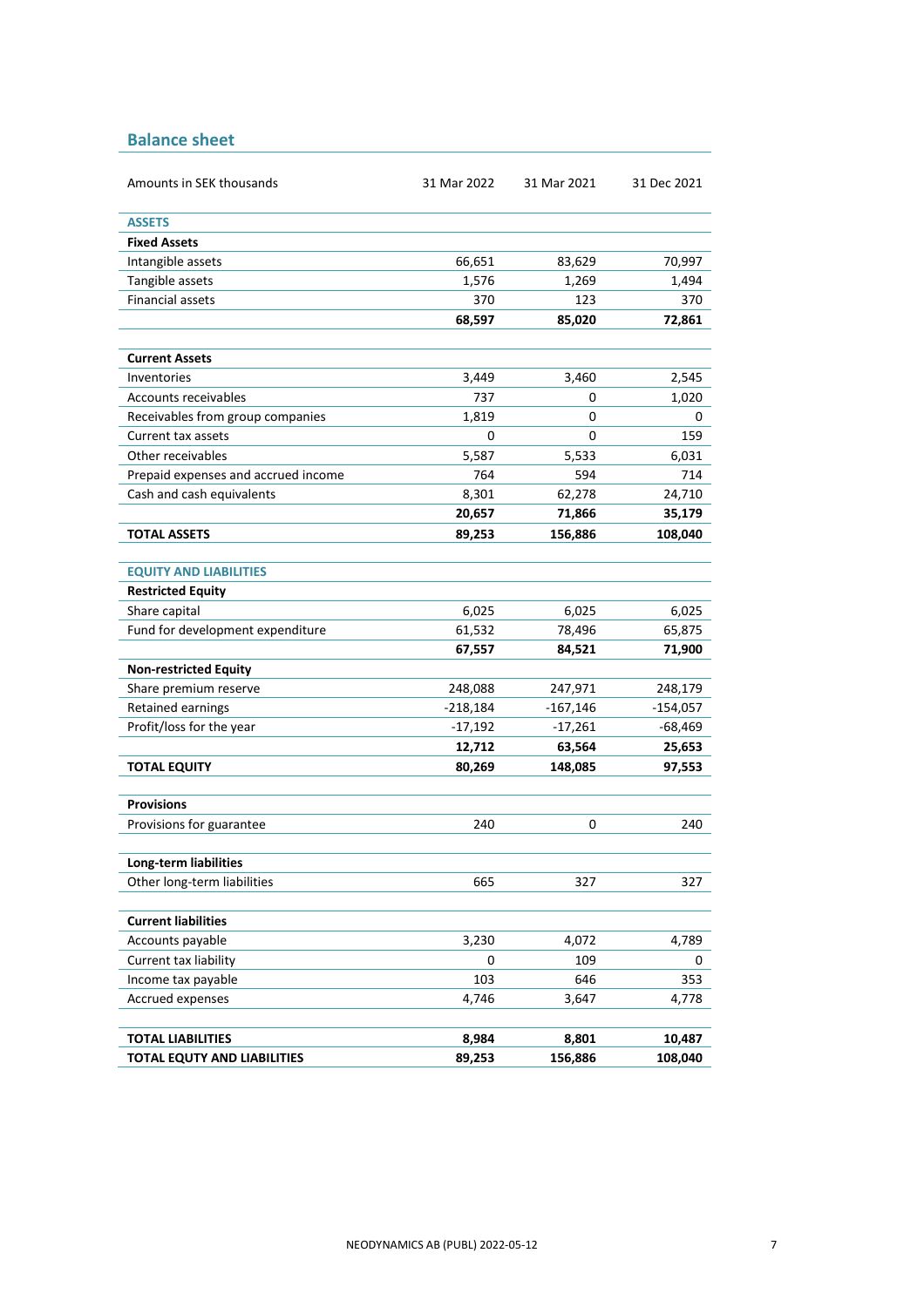## Balance sheet

| Amounts in SEK thousands | 31 Mar 2022 | 31 Mar 2021 | 31 Dec 2021 |
|---|---|---|---|
| **ASSETS** | | | |
| **Fixed Assets** | | | |
| Intangible assets | 66,651 | 83,629 | 70,997 |
| Tangible assets | 1,576 | 1,269 | 1,494 |
| Financial assets | 370 | 123 | 370 |
| | **68,597** | **85,020** | **72,861** |
| **Current Assets** | | | |
| Inventories | 3,449 | 3,460 | 2,545 |
| Accounts receivables | 737 | 0 | 1,020 |
| Receivables from group companies | 1,819 | 0 | 0 |
| Current tax assets | 0 | 0 | 159 |
| Other receivables | 5,587 | 5,533 | 6,031 |
| Prepaid expenses and accrued income | 764 | 594 | 714 |
| Cash and cash equivalents | 8,301 | 62,278 | 24,710 |
| | **20,657** | **71,866** | **35,179** |
| **TOTAL ASSETS** | **89,253** | **156,886** | **108,040** |
| **EQUITY AND LIABILITIES** | | | |
| **Restricted Equity** | | | |
| Share capital | 6,025 | 6,025 | 6,025 |
| Fund for development expenditure | 61,532 | 78,496 | 65,875 |
| | **67,557** | **84,521** | **71,900** |
| **Non-restricted Equity** | | | |
| Share premium reserve | 248,088 | 247,971 | 248,179 |
| Retained earnings | -218,184 | -167,146 | -154,057 |
| Profit/loss for the year | -17,192 | -17,261 | -68,469 |
| | **12,712** | **63,564** | **25,653** |
| **TOTAL EQUITY** | **80,269** | **148,085** | **97,553** |
| **Provisions** | | | |
| Provisions for guarantee | 240 | 0 | 240 |
| **Long-term liabilities** | | | |
| Other long-term liabilities | 665 | 327 | 327 |
| **Current liabilities** | | | |
| Accounts payable | 3,230 | 4,072 | 4,789 |
| Current tax liability | 0 | 109 | 0 |
| Income tax payable | 103 | 646 | 353 |
| Accrued expenses | 4,746 | 3,647 | 4,778 |
| **TOTAL LIABILITIES** | **8,984** | **8,801** | **10,487** |
| **TOTAL EQUTY AND LIABILITIES** | **89,253** | **156,886** | **108,040** |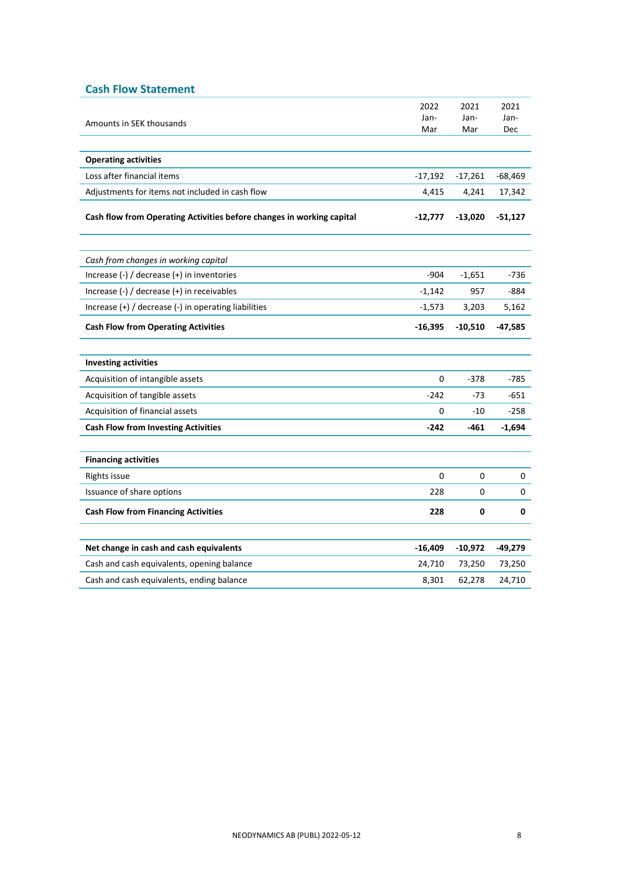## Cash Flow Statement

| Amounts in SEK thousands | 2022 Jan-Mar | 2021 Jan-Mar | 2021 Jan-Dec |
|---|---|---|---|
| **Operating activities** | | | |
| Loss after financial items | -17,192 | -17,261 | -68,469 |
| Adjustments for items not included in cash flow | 4,415 | 4,241 | 17,342 |
| **Cash flow from Operating Activities before changes in working capital** | **-12,777** | **-13,020** | **-51,127** |
| *Cash from changes in working capital* | | | |
| Increase (-) / decrease (+) in inventories | -904 | -1,651 | -736 |
| Increase (-) / decrease (+) in receivables | -1,142 | 957 | -884 |
| Increase (+) / decrease (-) in operating liabilities | -1,573 | 3,203 | 5,162 |
| **Cash Flow from Operating Activities** | **-16,395** | **-10,510** | **-47,585** |
| **Investing activities** | | | |
| Acquisition of intangible assets | 0 | -378 | -785 |
| Acquisition of tangible assets | -242 | -73 | -651 |
| Acquisition of financial assets | 0 | -10 | -258 |
| **Cash Flow from Investing Activities** | **-242** | **-461** | **-1,694** |
| **Financing activities** | | | |
| Rights issue | 0 | 0 | 0 |
| Issuance of share options | 228 | 0 | 0 |
| **Cash Flow from Financing Activities** | **228** | **0** | **0** |
| **Net change in cash and cash equivalents** | **-16,409** | **-10,972** | **-49,279** |
| Cash and cash equivalents, opening balance | 24,710 | 73,250 | 73,250 |
| Cash and cash equivalents, ending balance | 8,301 | 62,278 | 24,710 |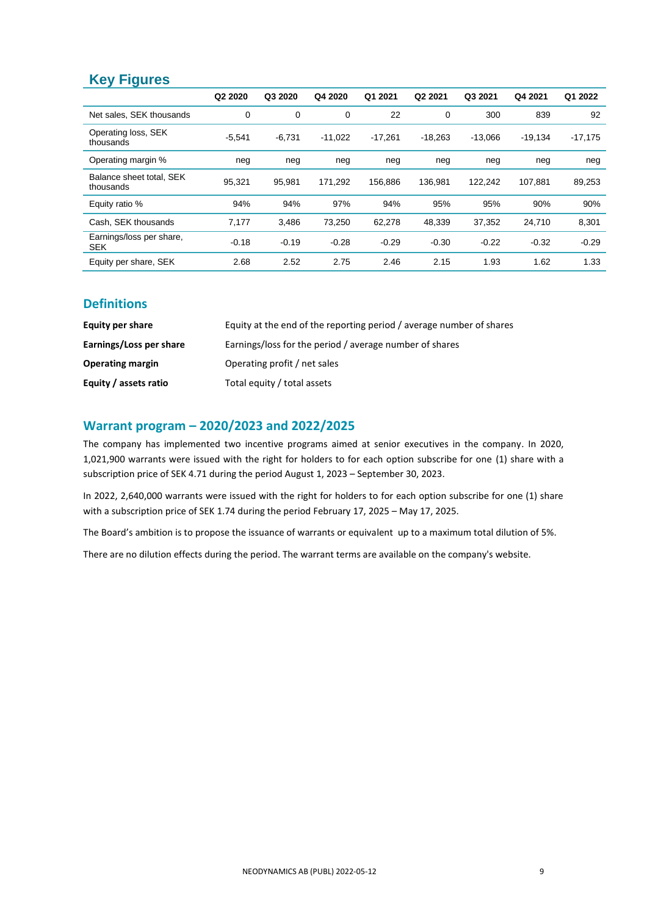## Key Figures

| | Q2 2020 | Q3 2020 | Q4 2020 | Q1 2021 | Q2 2021 | Q3 2021 | Q4 2021 | Q1 2022 |
|---|---|---|---|---|---|---|---|---|
| Net sales, SEK thousands | 0 | 0 | 0 | 22 | 0 | 300 | 839 | 92 |
| Operating loss, SEK thousands | -5,541 | -6,731 | -11,022 | -17,261 | -18,263 | -13,066 | -19,134 | -17,175 |
| Operating margin % | neg | neg | neg | neg | neg | neg | neg | neg |
| Balance sheet total, SEK thousands | 95,321 | 95,981 | 171,292 | 156,886 | 136,981 | 122,242 | 107,881 | 89,253 |
| Equity ratio % | 94% | 94% | 97% | 94% | 95% | 95% | 90% | 90% |
| Cash, SEK thousands | 7,177 | 3,486 | 73,250 | 62,278 | 48,339 | 37,352 | 24,710 | 8,301 |
| Earnings/loss per share, SEK | -0.18 | -0.19 | -0.28 | -0.29 | -0.30 | -0.22 | -0.32 | -0.29 |
| Equity per share, SEK | 2.68 | 2.52 | 2.75 | 2.46 | 2.15 | 1.93 | 1.62 | 1.33 |

## Definitions

**Equity per share** Equity at the end of the reporting period / average number of shares

**Earnings/Loss per share** Earnings/loss for the period / average number of shares

**Operating margin** Operating profit / net sales

**Equity / assets ratio** Total equity / total assets

## Warrant program – 2020/2023 and 2022/2025

The company has implemented two incentive programs aimed at senior executives in the company. In 2020, 1,021,900 warrants were issued with the right for holders to for each option subscribe for one (1) share with a subscription price of SEK 4.71 during the period August 1, 2023 – September 30, 2023.

In 2022, 2,640,000 warrants were issued with the right for holders to for each option subscribe for one (1) share with a subscription price of SEK 1.74 during the period February 17, 2025 – May 17, 2025.

The Board's ambition is to propose the issuance of warrants or equivalent up to a maximum total dilution of 5%.

There are no dilution effects during the period. The warrant terms are available on the company's website.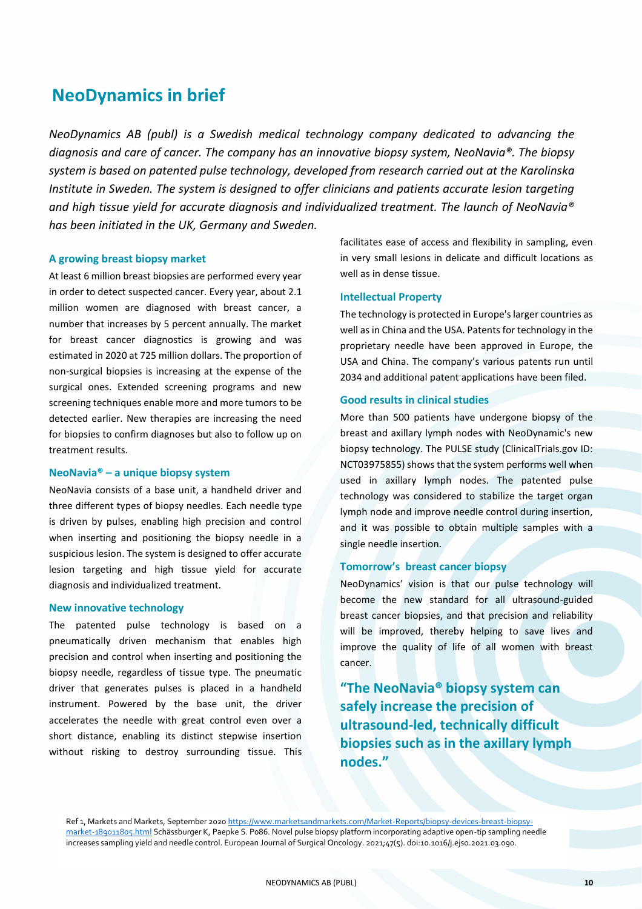## NeoDynamics in brief

*NeoDynamics AB (publ) is a Swedish medical technology company dedicated to advancing the diagnosis and care of cancer. The company has an innovative biopsy system, NeoNavia®. The biopsy system is based on patented pulse technology, developed from research carried out at the Karolinska Institute in Sweden. The system is designed to offer clinicians and patients accurate lesion targeting and high tissue yield for accurate diagnosis and individualized treatment. The launch of NeoNavia® has been initiated in the UK, Germany and Sweden.*

### A growing breast biopsy market

At least 6 million breast biopsies are performed every year in order to detect suspected cancer. Every year, about 2.1 million women are diagnosed with breast cancer, a number that increases by 5 percent annually. The market for breast cancer diagnostics is growing and was estimated in 2020 at 725 million dollars. The proportion of non-surgical biopsies is increasing at the expense of the surgical ones. Extended screening programs and new screening techniques enable more and more tumors to be detected earlier. New therapies are increasing the need for biopsies to confirm diagnoses but also to follow up on treatment results.

### NeoNavia® – a unique biopsy system

NeoNavia consists of a base unit, a handheld driver and three different types of biopsy needles. Each needle type is driven by pulses, enabling high precision and control when inserting and positioning the biopsy needle in a suspicious lesion. The system is designed to offer accurate lesion targeting and high tissue yield for accurate diagnosis and individualized treatment.

### New innovative technology

The patented pulse technology is based on a pneumatically driven mechanism that enables high precision and control when inserting and positioning the biopsy needle, regardless of tissue type. The pneumatic driver that generates pulses is placed in a handheld instrument. Powered by the base unit, the driver accelerates the needle with great control even over a short distance, enabling its distinct stepwise insertion without risking to destroy surrounding tissue. This facilitates ease of access and flexibility in sampling, even in very small lesions in delicate and difficult locations as well as in dense tissue.

### Intellectual Property

The technology is protected in Europe's larger countries as well as in China and the USA. Patents for technology in the proprietary needle have been approved in Europe, the USA and China. The company's various patents run until 2034 and additional patent applications have been filed.

### Good results in clinical studies

More than 500 patients have undergone biopsy of the breast and axillary lymph nodes with NeoDynamic's new biopsy technology. The PULSE study (ClinicalTrials.gov ID: NCT03975855) shows that the system performs well when used in axillary lymph nodes. The patented pulse technology was considered to stabilize the target organ lymph node and improve needle control during insertion, and it was possible to obtain multiple samples with a single needle insertion.

### Tomorrow's breast cancer biopsy

NeoDynamics' vision is that our pulse technology will become the new standard for all ultrasound-guided breast cancer biopsies, and that precision and reliability will be improved, thereby helping to save lives and improve the quality of life of all women with breast cancer.

**"The NeoNavia® biopsy system can safely increase the precision of ultrasound-led, technically difficult biopsies such as in the axillary lymph nodes."**

Ref 1, Markets and Markets, September 2020 https://www.marketsandmarkets.com/Market-Reports/biopsy-devices-breast-biopsy-market-189011805.html Schässburger K, Paepke S. P086. Novel pulse biopsy platform incorporating adaptive open-tip sampling needle increases sampling yield and needle control. European Journal of Surgical Oncology. 2021;47(5). doi:10.1016/j.ejso.2021.03.090.